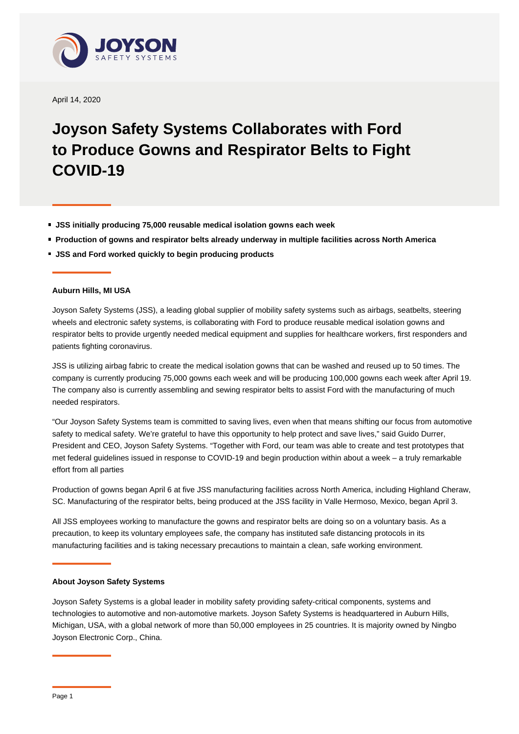JOYSON SAFETY SYSTEMS

April 14, 2020

# Joyson Safety Systems Collaborates with Ford to Produce Gowns and Respirator Belts to Fight COVID-19

- **JSS initially producing 75,000 reusable medical isolation gowns each week**
- **Production of gowns and respirator belts already underway in multiple facilities across North America**
- **JSS and Ford worked quickly to begin producing products**

**Auburn Hills, MI USA**

Joyson Safety Systems (JSS), a leading global supplier of mobility safety systems such as airbags, seatbelts, steering wheels and electronic safety systems, is collaborating with Ford to produce reusable medical isolation gowns and respirator belts to provide urgently needed medical equipment and supplies for healthcare workers, first responders and patients fighting coronavirus.

JSS is utilizing airbag fabric to create the medical isolation gowns that can be washed and reused up to 50 times. The company is currently producing 75,000 gowns each week and will be producing 100,000 gowns each week after April 19. The company also is currently assembling and sewing respirator belts to assist Ford with the manufacturing of much needed respirators.

"Our Joyson Safety Systems team is committed to saving lives, even when that means shifting our focus from automotive safety to medical safety. We're grateful to have this opportunity to help protect and save lives," said Guido Durrer, President and CEO, Joyson Safety Systems. "Together with Ford, our team was able to create and test prototypes that met federal guidelines issued in response to COVID-19 and begin production within about a week – a truly remarkable effort from all parties

Production of gowns began April 6 at five JSS manufacturing facilities across North America, including Highland Cheraw, SC. Manufacturing of the respirator belts, being produced at the JSS facility in Valle Hermoso, Mexico, began April 3.

All JSS employees working to manufacture the gowns and respirator belts are doing so on a voluntary basis. As a precaution, to keep its voluntary employees safe, the company has instituted safe distancing protocols in its manufacturing facilities and is taking necessary precautions to maintain a clean, safe working environment.

**About Joyson Safety Systems**

Joyson Safety Systems is a global leader in mobility safety providing safety-critical components, systems and technologies to automotive and non-automotive markets. Joyson Safety Systems is headquartered in Auburn Hills, Michigan, USA, with a global network of more than 50,000 employees in 25 countries. It is majority owned by Ningbo Joyson Electronic Corp., China.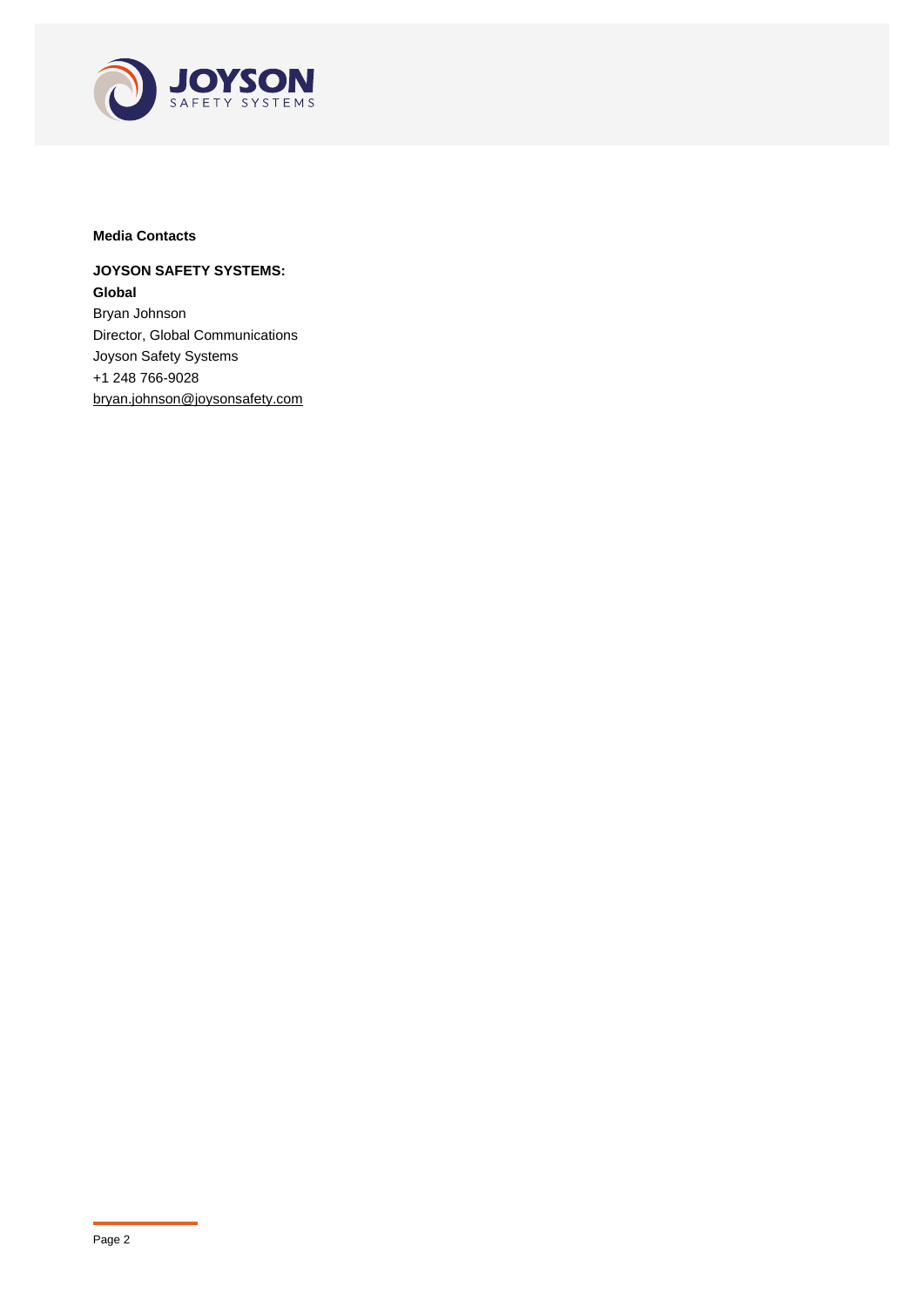**Media Contacts**

**JOYSON SAFETY SYSTEMS:**

**Global**

Bryan Johnson
Director, Global Communications
Joyson Safety Systems
+1 248 766-9028
bryan.johnson@joysonsafety.com